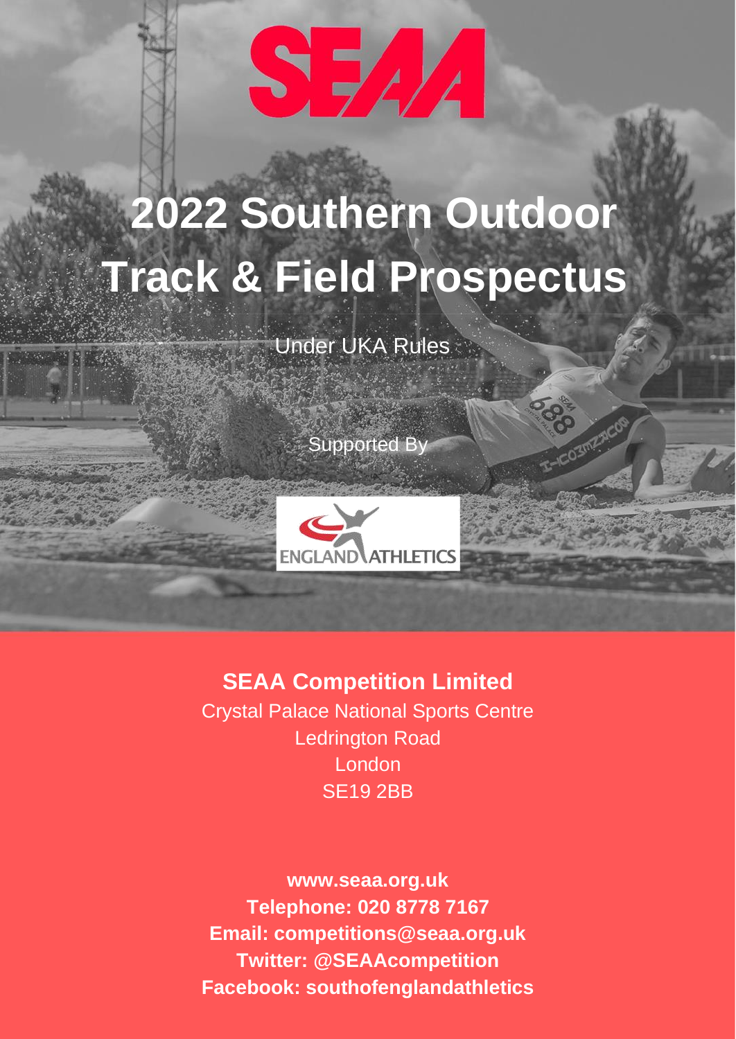SEAA

# 2022 Southern Outdoor Track & Field Prospectus

Under UKA Rules

Supported By

ENGLAND ATHLETICS

**SEAA Competition Limited**

Crystal Palace National Sports Centre
Ledrington Road
London
SE19 2BB

**www.seaa.org.uk**
**Telephone: 020 8778 7167**
**Email: competitions@seaa.org.uk**
**Twitter: @SEAAcompetition**
**Facebook: southofenglandathletics**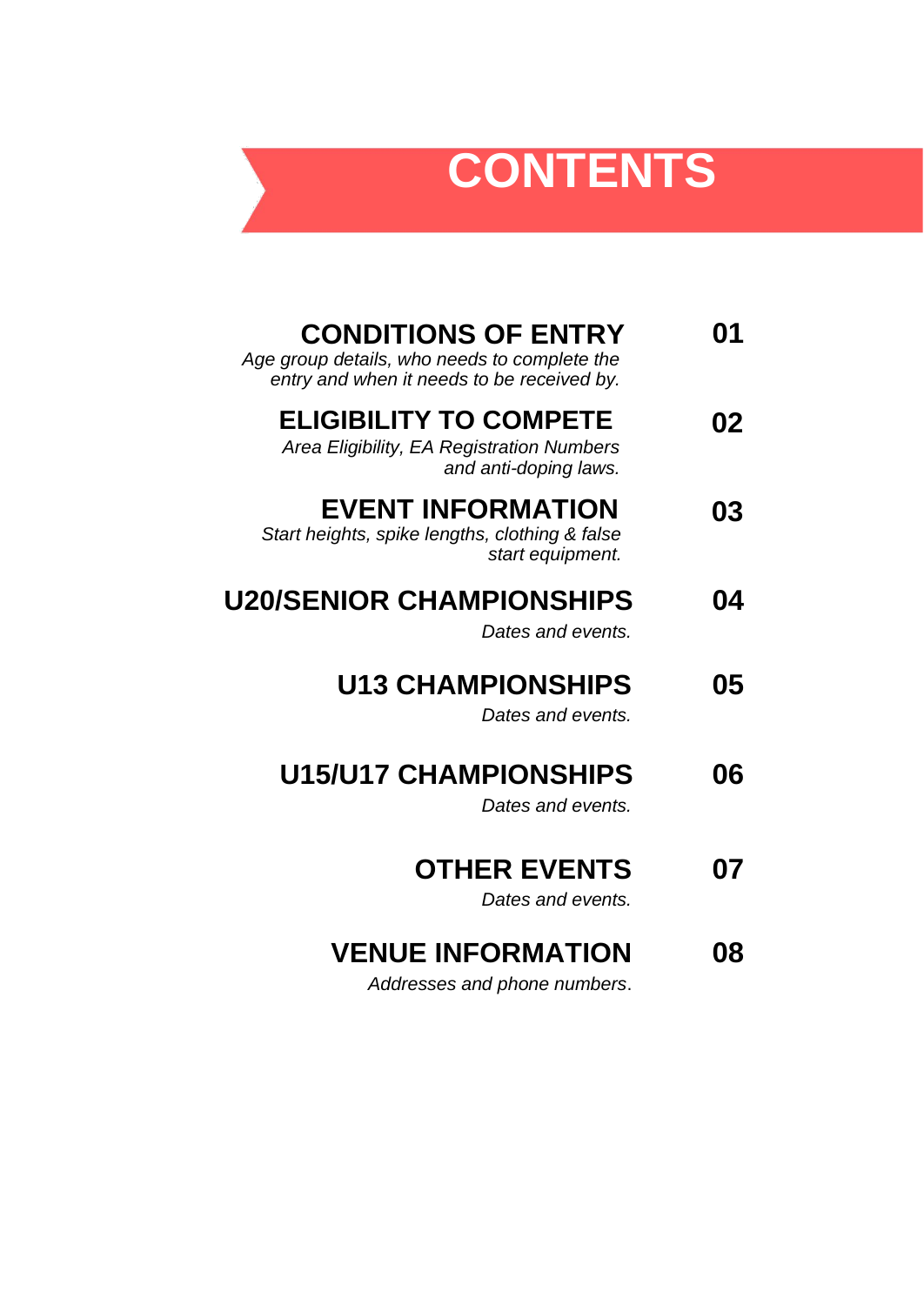# CONTENTS

**CONDITIONS OF ENTRY** **01**
*Age group details, who needs to complete the entry and when it needs to be received by.*

**ELIGIBILITY TO COMPETE** **02**
*Area Eligibility, EA Registration Numbers and anti-doping laws.*

**EVENT INFORMATION** **03**
*Start heights, spike lengths, clothing & false start equipment.*

**U20/SENIOR CHAMPIONSHIPS** **04**
*Dates and events.*

**U13 CHAMPIONSHIPS** **05**
*Dates and events.*

**U15/U17 CHAMPIONSHIPS** **06**
*Dates and events.*

**OTHER EVENTS** **07**
*Dates and events.*

**VENUE INFORMATION** **08**
*Addresses and phone numbers*.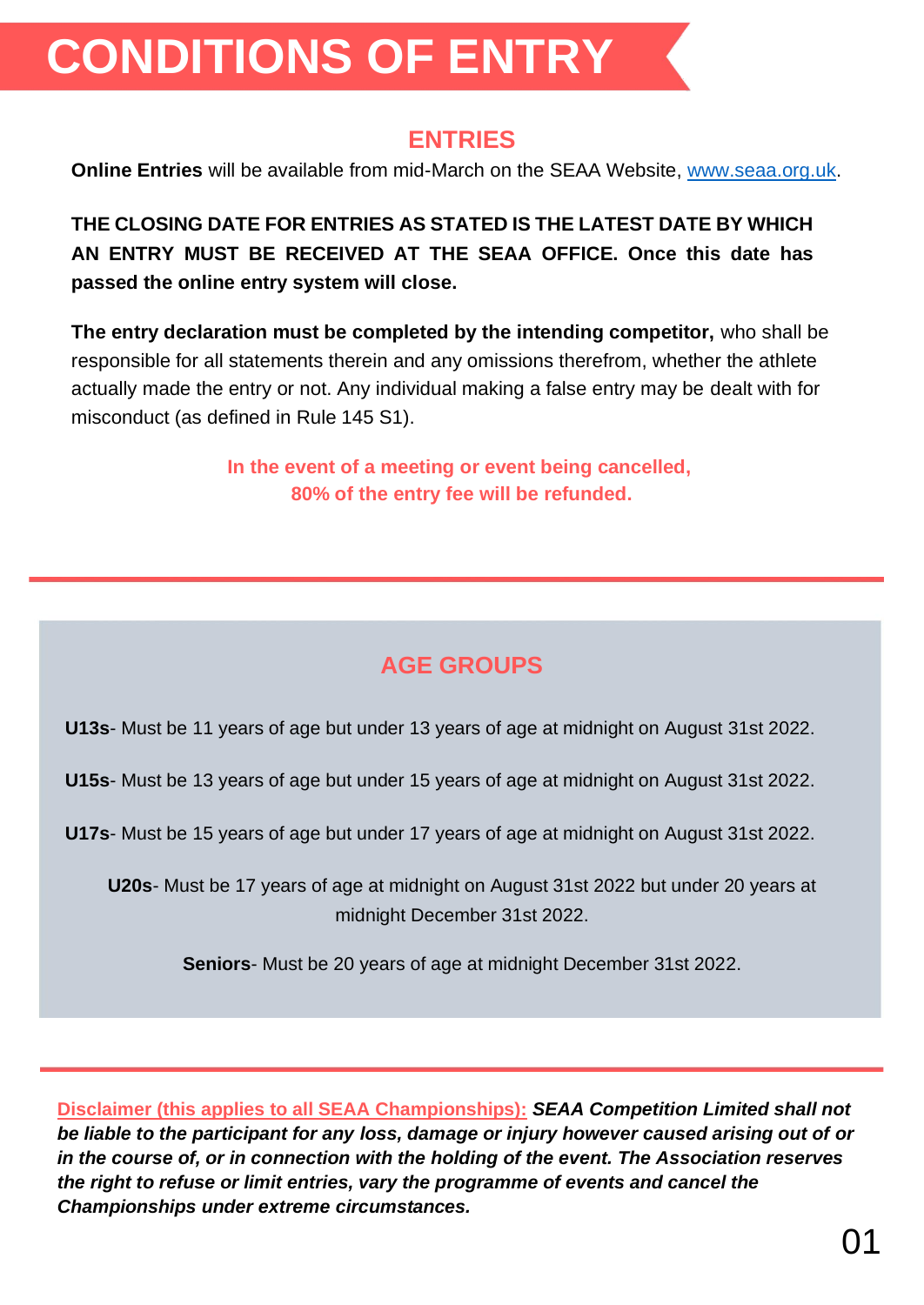# CONDITIONS OF ENTRY

## ENTRIES

**Online Entries** will be available from mid-March on the SEAA Website, www.seaa.org.uk.

**THE CLOSING DATE FOR ENTRIES AS STATED IS THE LATEST DATE BY WHICH AN ENTRY MUST BE RECEIVED AT THE SEAA OFFICE. Once this date has passed the online entry system will close.**

**The entry declaration must be completed by the intending competitor,** who shall be responsible for all statements therein and any omissions therefrom, whether the athlete actually made the entry or not. Any individual making a false entry may be dealt with for misconduct (as defined in Rule 145 S1).

**In the event of a meeting or event being cancelled, 80% of the entry fee will be refunded.**

## AGE GROUPS

**U13s**- Must be 11 years of age but under 13 years of age at midnight on August 31st 2022.

**U15s**- Must be 13 years of age but under 15 years of age at midnight on August 31st 2022.

**U17s**- Must be 15 years of age but under 17 years of age at midnight on August 31st 2022.

**U20s**- Must be 17 years of age at midnight on August 31st 2022 but under 20 years at midnight December 31st 2022.

**Seniors**- Must be 20 years of age at midnight December 31st 2022.

Disclaimer (this applies to all SEAA Championships): ***SEAA Competition Limited shall not be liable to the participant for any loss, damage or injury however caused arising out of or in the course of, or in connection with the holding of the event. The Association reserves the right to refuse or limit entries, vary the programme of events and cancel the Championships under extreme circumstances.***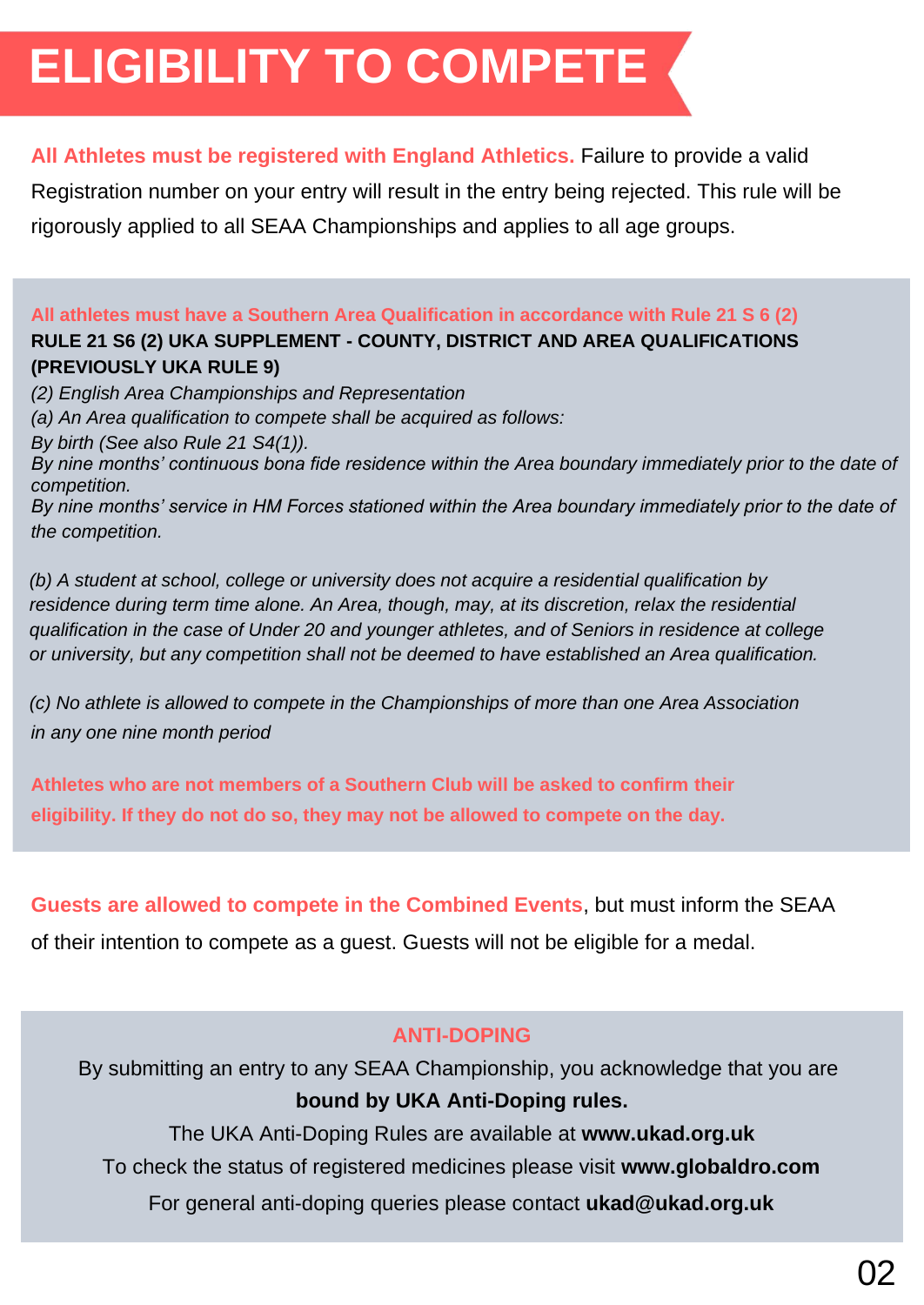# ELIGIBILITY TO COMPETE

**All Athletes must be registered with England Athletics.** Failure to provide a valid Registration number on your entry will result in the entry being rejected. This rule will be rigorously applied to all SEAA Championships and applies to all age groups.

**All athletes must have a Southern Area Qualification in accordance with Rule 21 S 6 (2)**

**RULE 21 S6 (2) UKA SUPPLEMENT - COUNTY, DISTRICT AND AREA QUALIFICATIONS (PREVIOUSLY UKA RULE 9)**

*(2) English Area Championships and Representation*

*(a) An Area qualification to compete shall be acquired as follows:*

*By birth (See also Rule 21 S4(1)).*

*By nine months' continuous bona fide residence within the Area boundary immediately prior to the date of competition.*

*By nine months' service in HM Forces stationed within the Area boundary immediately prior to the date of the competition.*

*(b) A student at school, college or university does not acquire a residential qualification by residence during term time alone. An Area, though, may, at its discretion, relax the residential qualification in the case of Under 20 and younger athletes, and of Seniors in residence at college or university, but any competition shall not be deemed to have established an Area qualification.*

*(c) No athlete is allowed to compete in the Championships of more than one Area Association in any one nine month period*

**Athletes who are not members of a Southern Club will be asked to confirm their eligibility. If they do not do so, they may not be allowed to compete on the day.**

**Guests are allowed to compete in the Combined Events**, but must inform the SEAA of their intention to compete as a guest. Guests will not be eligible for a medal.

**ANTI-DOPING**

By submitting an entry to any SEAA Championship, you acknowledge that you are **bound by UKA Anti-Doping rules.**

The UKA Anti-Doping Rules are available at **www.ukad.org.uk**

To check the status of registered medicines please visit **www.globaldro.com**

For general anti-doping queries please contact **ukad@ukad.org.uk**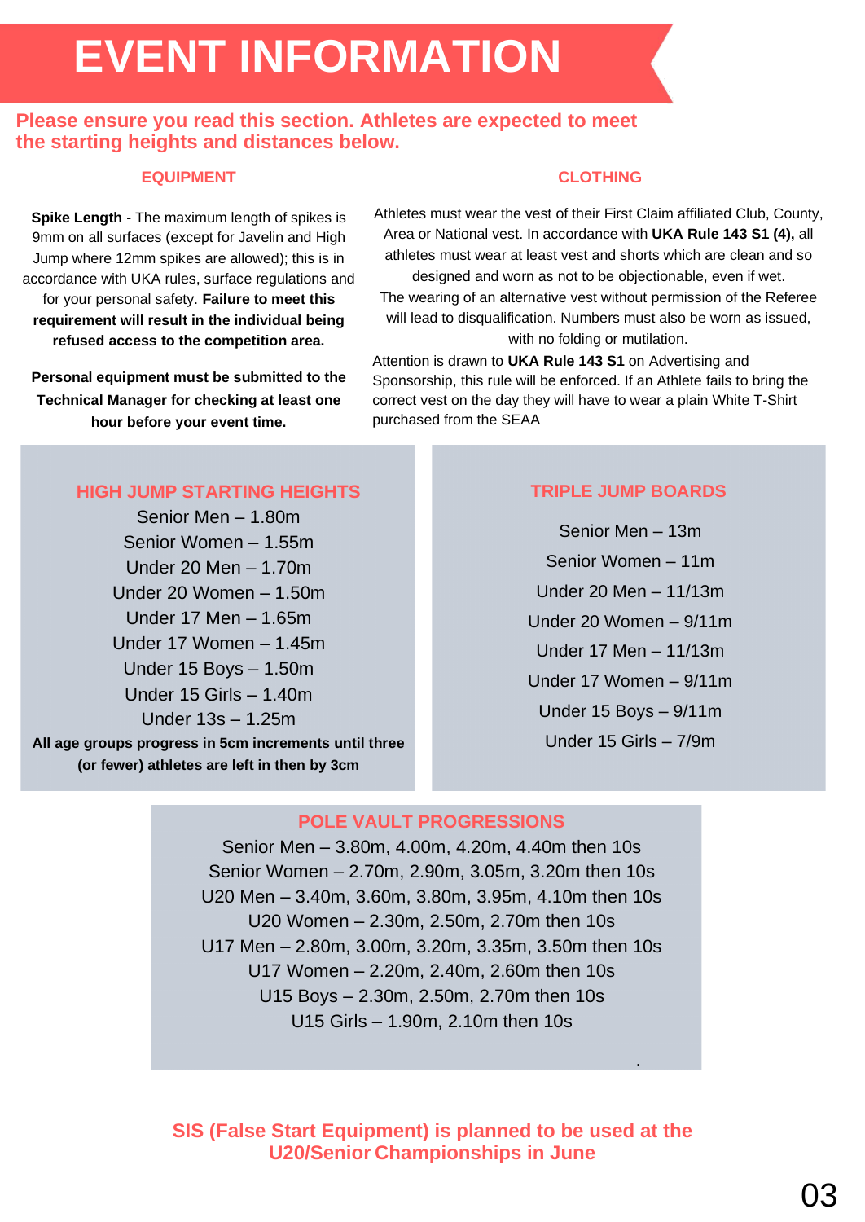# EVENT INFORMATION

**Please ensure you read this section. Athletes are expected to meet the starting heights and distances below.**

## EQUIPMENT

**Spike Length** - The maximum length of spikes is 9mm on all surfaces (except for Javelin and High Jump where 12mm spikes are allowed); this is in accordance with UKA rules, surface regulations and for your personal safety. **Failure to meet this requirement will result in the individual being refused access to the competition area.**

**Personal equipment must be submitted to the Technical Manager for checking at least one hour before your event time.**

## CLOTHING

Athletes must wear the vest of their First Claim affiliated Club, County, Area or National vest. In accordance with **UKA Rule 143 S1 (4),** all athletes must wear at least vest and shorts which are clean and so designed and worn as not to be objectionable, even if wet. The wearing of an alternative vest without permission of the Referee will lead to disqualification. Numbers must also be worn as issued, with no folding or mutilation.

Attention is drawn to **UKA Rule 143 S1** on Advertising and Sponsorship, this rule will be enforced. If an Athlete fails to bring the correct vest on the day they will have to wear a plain White T-Shirt purchased from the SEAA

## HIGH JUMP STARTING HEIGHTS

Senior Men – 1.80m
Senior Women – 1.55m
Under 20 Men – 1.70m
Under 20 Women – 1.50m
Under 17 Men – 1.65m
Under 17 Women – 1.45m
Under 15 Boys – 1.50m
Under 15 Girls – 1.40m
Under 13s – 1.25m

**All age groups progress in 5cm increments until three (or fewer) athletes are left in then by 3cm**

## TRIPLE JUMP BOARDS

Senior Men – 13m
Senior Women – 11m
Under 20 Men – 11/13m
Under 20 Women – 9/11m
Under 17 Men – 11/13m
Under 17 Women – 9/11m
Under 15 Boys – 9/11m
Under 15 Girls – 7/9m

## POLE VAULT PROGRESSIONS

Senior Men – 3.80m, 4.00m, 4.20m, 4.40m then 10s
Senior Women – 2.70m, 2.90m, 3.05m, 3.20m then 10s
U20 Men – 3.40m, 3.60m, 3.80m, 3.95m, 4.10m then 10s
U20 Women – 2.30m, 2.50m, 2.70m then 10s
U17 Men – 2.80m, 3.00m, 3.20m, 3.35m, 3.50m then 10s
U17 Women – 2.20m, 2.40m, 2.60m then 10s
U15 Boys – 2.30m, 2.50m, 2.70m then 10s
U15 Girls – 1.90m, 2.10m then 10s

**SIS (False Start Equipment) is planned to be used at the U20/Senior Championships in June**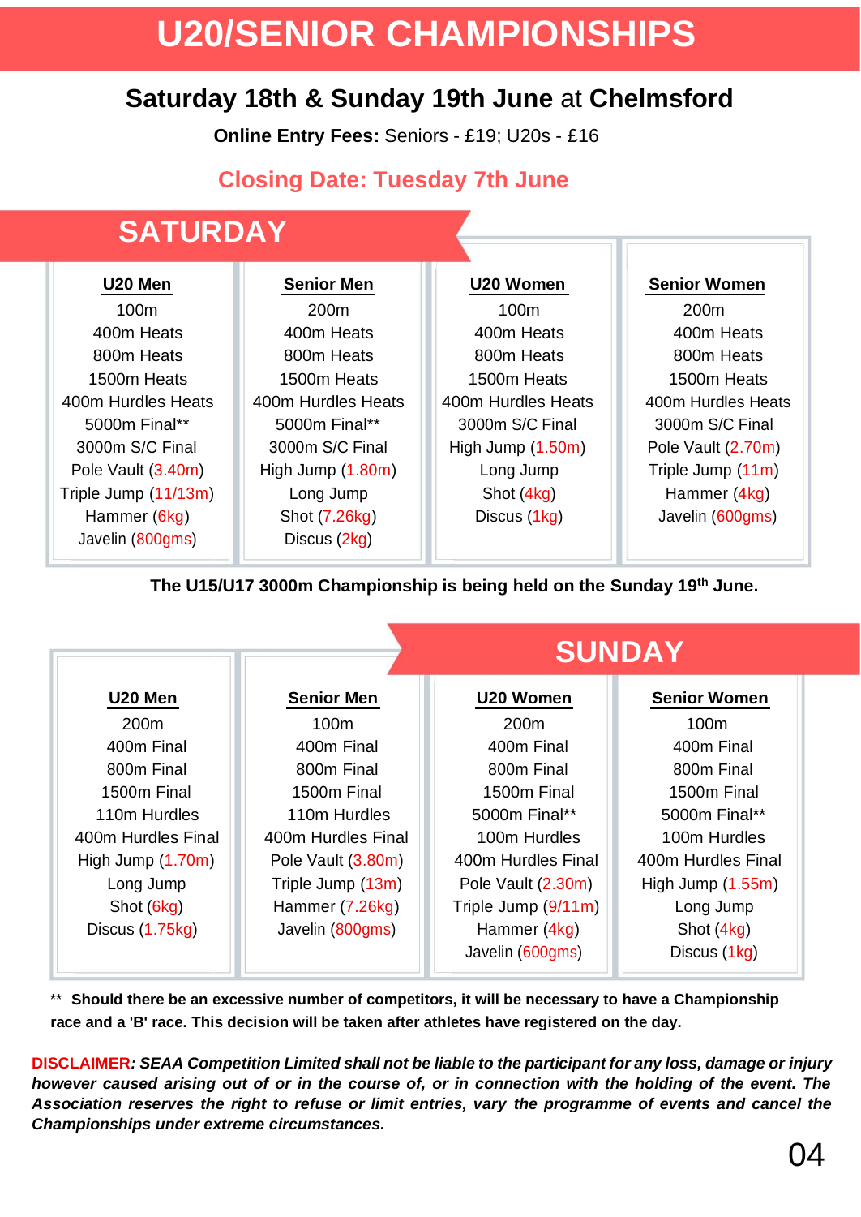# U20/SENIOR CHAMPIONSHIPS

**Saturday 18th & Sunday 19th June** at **Chelmsford**

**Online Entry Fees:** Seniors - £19; U20s - £16

**Closing Date: Tuesday 7th June**

## SATURDAY

| U20 Men | Senior Men | U20 Women | Senior Women |
|---|---|---|---|
| 100m | 200m | 100m | 200m |
| 400m Heats | 400m Heats | 400m Heats | 400m Heats |
| 800m Heats | 800m Heats | 800m Heats | 800m Heats |
| 1500m Heats | 1500m Heats | 1500m Heats | 1500m Heats |
| 400m Hurdles Heats | 400m Hurdles Heats | 400m Hurdles Heats | 400m Hurdles Heats |
| 5000m Final** | 5000m Final** | 3000m S/C Final | 3000m S/C Final |
| 3000m S/C Final | 3000m S/C Final | High Jump (1.50m) | Pole Vault (2.70m) |
| Pole Vault (3.40m) | High Jump (1.80m) | Long Jump | Triple Jump (11m) |
| Triple Jump (11/13m) | Long Jump | Shot (4kg) | Hammer (4kg) |
| Hammer (6kg) | Shot (7.26kg) | Discus (1kg) | Javelin (600gms) |
| Javelin (800gms) | Discus (2kg) | | |

**The U15/U17 3000m Championship is being held on the Sunday 19th June.**

## SUNDAY

| U20 Men | Senior Men | U20 Women | Senior Women |
|---|---|---|---|
| 200m | 100m | 200m | 100m |
| 400m Final | 400m Final | 400m Final | 400m Final |
| 800m Final | 800m Final | 800m Final | 800m Final |
| 1500m Final | 1500m Final | 1500m Final | 1500m Final |
| 110m Hurdles | 110m Hurdles | 5000m Final** | 5000m Final** |
| 400m Hurdles Final | 400m Hurdles Final | 100m Hurdles | 100m Hurdles |
| High Jump (1.70m) | Pole Vault (3.80m) | 400m Hurdles Final | 400m Hurdles Final |
| Long Jump | Triple Jump (13m) | Pole Vault (2.30m) | High Jump (1.55m) |
| Shot (6kg) | Hammer (7.26kg) | Triple Jump (9/11m) | Long Jump |
| Discus (1.75kg) | Javelin (800gms) | Hammer (4kg) | Shot (4kg) |
| | | Javelin (600gms) | Discus (1kg) |

** **Should there be an excessive number of competitors, it will be necessary to have a Championship race and a 'B' race. This decision will be taken after athletes have registered on the day.**

**DISCLAIMER**: ***SEAA Competition Limited shall not be liable to the participant for any loss, damage or injury however caused arising out of or in the course of, or in connection with the holding of the event. The Association reserves the right to refuse or limit entries, vary the programme of events and cancel the Championships under extreme circumstances.***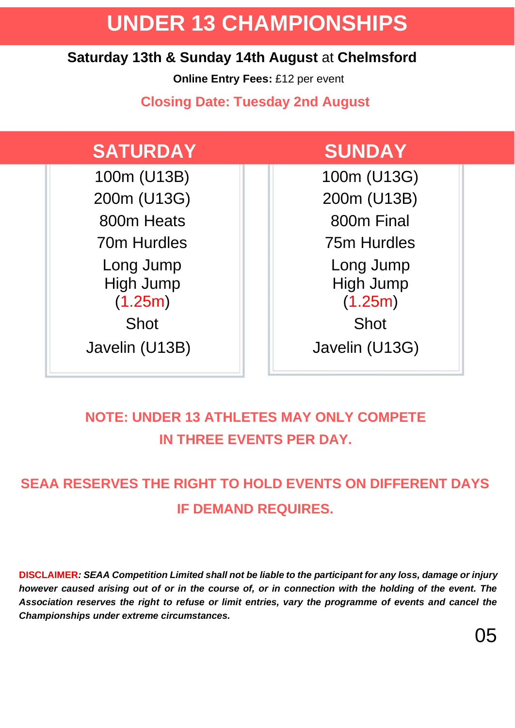# UNDER 13 CHAMPIONSHIPS

**Saturday 13th & Sunday 14th August** at **Chelmsford**

**Online Entry Fees:** £12 per event

**Closing Date: Tuesday 2nd August**

| SATURDAY | SUNDAY |
|---|---|
| 100m (U13B) | 100m (U13G) |
| 200m (U13G) | 200m (U13B) |
| 800m Heats | 800m Final |
| 70m Hurdles | 75m Hurdles |
| Long Jump | Long Jump |
| High Jump (1.25m) | High Jump (1.25m) |
| Shot | Shot |
| Javelin (U13B) | Javelin (U13G) |

**NOTE: UNDER 13 ATHLETES MAY ONLY COMPETE IN THREE EVENTS PER DAY.**

**SEAA RESERVES THE RIGHT TO HOLD EVENTS ON DIFFERENT DAYS IF DEMAND REQUIRES.**

**DISCLAIMER***: SEAA Competition Limited shall not be liable to the participant for any loss, damage or injury however caused arising out of or in the course of, or in connection with the holding of the event. The Association reserves the right to refuse or limit entries, vary the programme of events and cancel the Championships under extreme circumstances.*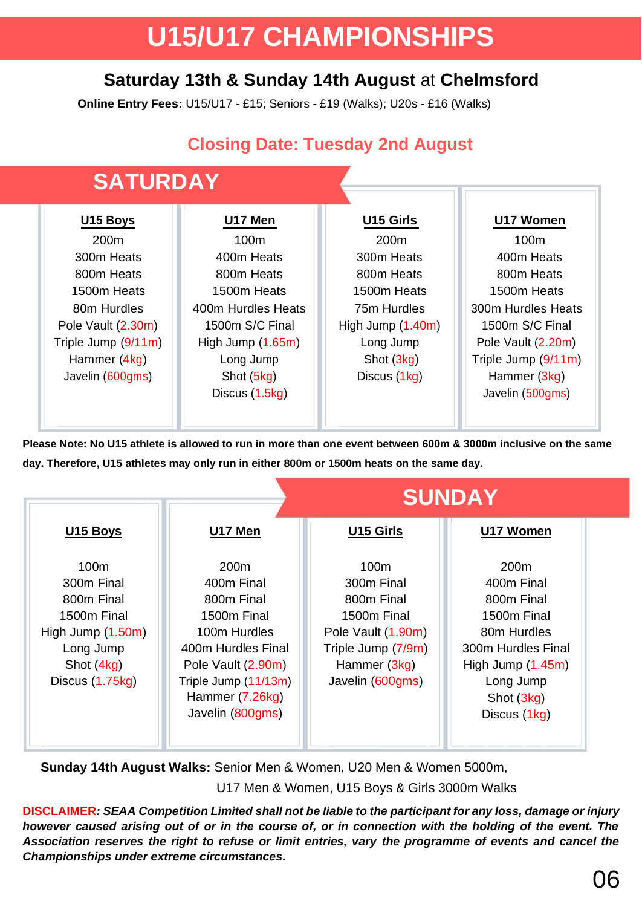# U15/U17 CHAMPIONSHIPS

### **Saturday 13th & Sunday 14th August** at **Chelmsford**

**Online Entry Fees:** U15/U17 - £15; Seniors - £19 (Walks); U20s - £16 (Walks)

### Closing Date: Tuesday 2nd August

## SATURDAY

| U15 Boys | U17 Men | U15 Girls | U17 Women |
|---|---|---|---|
| 200m | 100m | 200m | 100m |
| 300m Heats | 400m Heats | 300m Heats | 400m Heats |
| 800m Heats | 800m Heats | 800m Heats | 800m Heats |
| 1500m Heats | 1500m Heats | 1500m Heats | 1500m Heats |
| 80m Hurdles | 400m Hurdles Heats | 75m Hurdles | 300m Hurdles Heats |
| Pole Vault (2.30m) | 1500m S/C Final | High Jump (1.40m) | 1500m S/C Final |
| Triple Jump (9/11m) | High Jump (1.65m) | Long Jump | Pole Vault (2.20m) |
| Hammer (4kg) | Long Jump | Shot (3kg) | Triple Jump (9/11m) |
| Javelin (600gms) | Shot (5kg) | Discus (1kg) | Hammer (3kg) |
| | Discus (1.5kg) | | Javelin (500gms) |

**Please Note: No U15 athlete is allowed to run in more than one event between 600m & 3000m inclusive on the same day. Therefore, U15 athletes may only run in either 800m or 1500m heats on the same day.**

## SUNDAY

| U15 Boys | U17 Men | U15 Girls | U17 Women |
|---|---|---|---|
| 100m | 200m | 100m | 200m |
| 300m Final | 400m Final | 300m Final | 400m Final |
| 800m Final | 800m Final | 800m Final | 800m Final |
| 1500m Final | 1500m Final | 1500m Final | 1500m Final |
| High Jump (1.50m) | 100m Hurdles | Pole Vault (1.90m) | 80m Hurdles |
| Long Jump | 400m Hurdles Final | Triple Jump (7/9m) | 300m Hurdles Final |
| Shot (4kg) | Pole Vault (2.90m) | Hammer (3kg) | High Jump (1.45m) |
| Discus (1.75kg) | Triple Jump (11/13m) | Javelin (600gms) | Long Jump |
| | Hammer (7.26kg) | | Shot (3kg) |
| | Javelin (800gms) | | Discus (1kg) |

**Sunday 14th August Walks:** Senior Men & Women, U20 Men & Women 5000m, U17 Men & Women, U15 Boys & Girls 3000m Walks

**DISCLAIMER***: SEAA Competition Limited shall not be liable to the participant for any loss, damage or injury however caused arising out of or in the course of, or in connection with the holding of the event. The Association reserves the right to refuse or limit entries, vary the programme of events and cancel the Championships under extreme circumstances.*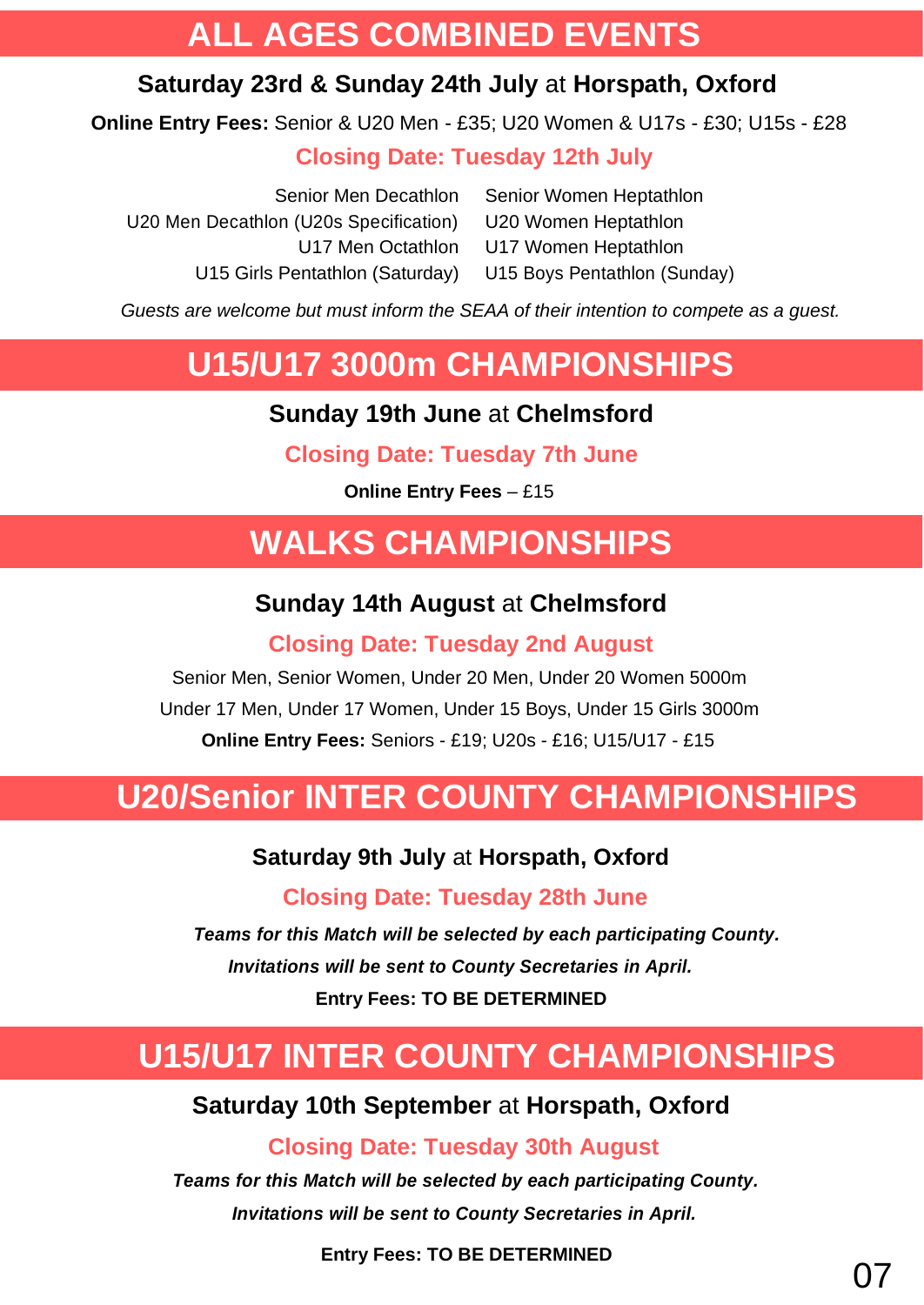## ALL AGES COMBINED EVENTS

**Saturday 23rd & Sunday 24th July** at **Horspath, Oxford**

**Online Entry Fees:** Senior & U20 Men - £35; U20 Women & U17s - £30; U15s - £28

**Closing Date: Tuesday 12th July**

| | |
|---|---|
| Senior Men Decathlon | Senior Women Heptathlon |
| U20 Men Decathlon (U20s Specification) | U20 Women Heptathlon |
| U17 Men Octathlon | U17 Women Heptathlon |
| U15 Girls Pentathlon (Saturday) | U15 Boys Pentathlon (Sunday) |

*Guests are welcome but must inform the SEAA of their intention to compete as a guest.*

## U15/U17 3000m CHAMPIONSHIPS

**Sunday 19th June** at **Chelmsford**

**Closing Date: Tuesday 7th June**

**Online Entry Fees** – £15

## WALKS CHAMPIONSHIPS

**Sunday 14th August** at **Chelmsford**

**Closing Date: Tuesday 2nd August**

Senior Men, Senior Women, Under 20 Men, Under 20 Women 5000m

Under 17 Men, Under 17 Women, Under 15 Boys, Under 15 Girls 3000m

**Online Entry Fees:** Seniors - £19; U20s - £16; U15/U17 - £15

## U20/Senior INTER COUNTY CHAMPIONSHIPS

**Saturday 9th July** at **Horspath, Oxford**

**Closing Date: Tuesday 28th June**

***Teams for this Match will be selected by each participating County.***

***Invitations will be sent to County Secretaries in April.***

**Entry Fees: TO BE DETERMINED**

## U15/U17 INTER COUNTY CHAMPIONSHIPS

**Saturday 10th September** at **Horspath, Oxford**

**Closing Date: Tuesday 30th August**

***Teams for this Match will be selected by each participating County.***

***Invitations will be sent to County Secretaries in April.***

**Entry Fees: TO BE DETERMINED**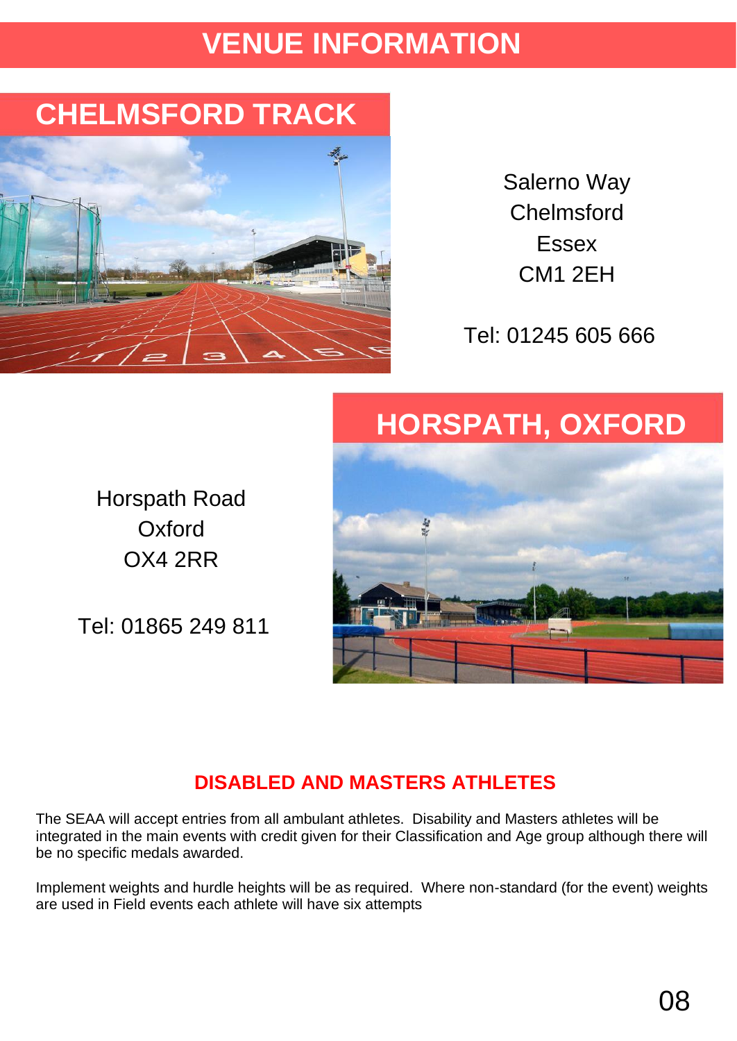# VENUE INFORMATION

## CHELMSFORD TRACK

Salerno Way
Chelmsford
Essex
CM1 2EH

Tel: 01245 605 666

## HORSPATH, OXFORD

Horspath Road
Oxford
OX4 2RR

Tel: 01865 249 811

### DISABLED AND MASTERS ATHLETES

The SEAA will accept entries from all ambulant athletes. Disability and Masters athletes will be integrated in the main events with credit given for their Classification and Age group although there will be no specific medals awarded.

Implement weights and hurdle heights will be as required. Where non-standard (for the event) weights are used in Field events each athlete will have six attempts